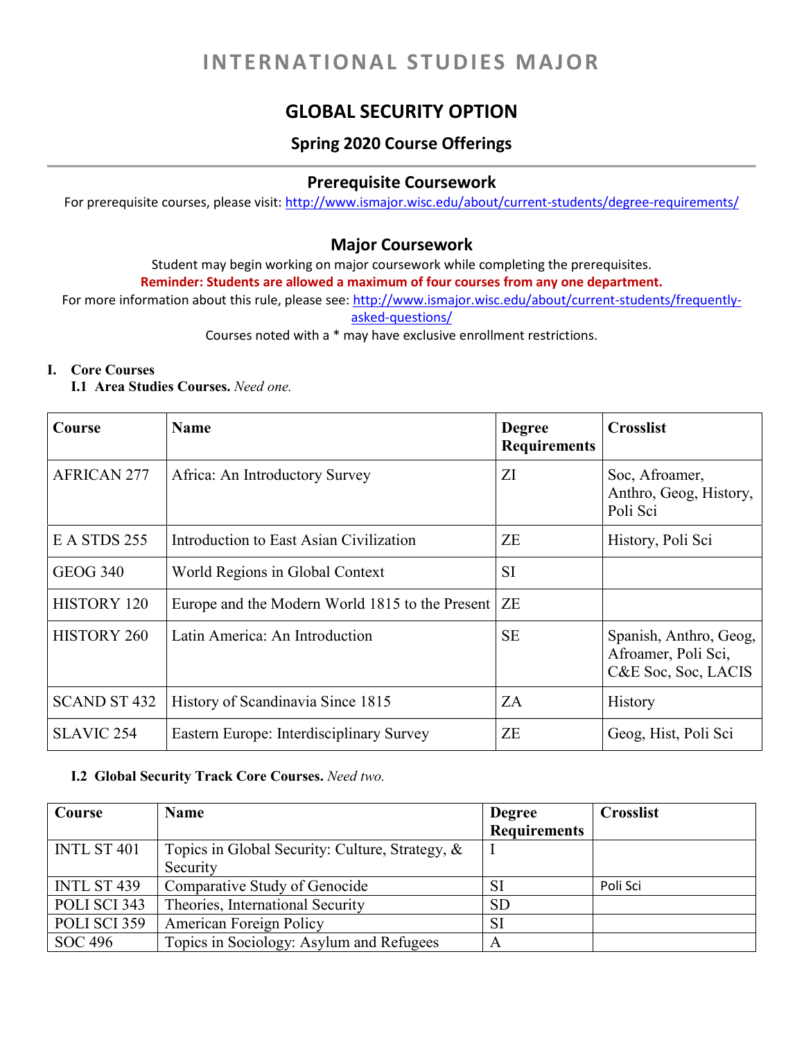# INTERNATIONAL STUDIES MAJOR

## GLOBAL SECURITY OPTION

### Spring 2020 Course Offerings

### Prerequisite Coursework

For prerequisite courses, please visit: http://www.ismajor.wisc.edu/about/current-students/degree-requirements/

### Major Coursework

Student may begin working on major coursework while completing the prerequisites.

**Reminder: Students are allowed a maximum of four courses from any one department.**

For more information about this rule, please see: http://www.ismajor.wisc.edu/about/current-students/frequently-asked-questions/

Courses noted with a * may have exclusive enrollment restrictions.

**I. Core Courses**

**I.1 Area Studies Courses.** *Need one.*

| Course | Name | Degree Requirements | Crosslist |
|---|---|---|---|
| AFRICAN 277 | Africa: An Introductory Survey | ZI | Soc, Afroamer, Anthro, Geog, History, Poli Sci |
| E A STDS 255 | Introduction to East Asian Civilization | ZE | History, Poli Sci |
| GEOG 340 | World Regions in Global Context | SI | |
| HISTORY 120 | Europe and the Modern World 1815 to the Present | ZE | |
| HISTORY 260 | Latin America: An Introduction | SE | Spanish, Anthro, Geog, Afroamer, Poli Sci, C&E Soc, Soc, LACIS |
| SCAND ST 432 | History of Scandinavia Since 1815 | ZA | History |
| SLAVIC 254 | Eastern Europe: Interdisciplinary Survey | ZE | Geog, Hist, Poli Sci |

**I.2 Global Security Track Core Courses.** *Need two.*

| Course | Name | Degree Requirements | Crosslist |
|---|---|---|---|
| INTL ST 401 | Topics in Global Security: Culture, Strategy, & Security | I | |
| INTL ST 439 | Comparative Study of Genocide | SI | Poli Sci |
| POLI SCI 343 | Theories, International Security | SD | |
| POLI SCI 359 | American Foreign Policy | SI | |
| SOC 496 | Topics in Sociology: Asylum and Refugees | A | |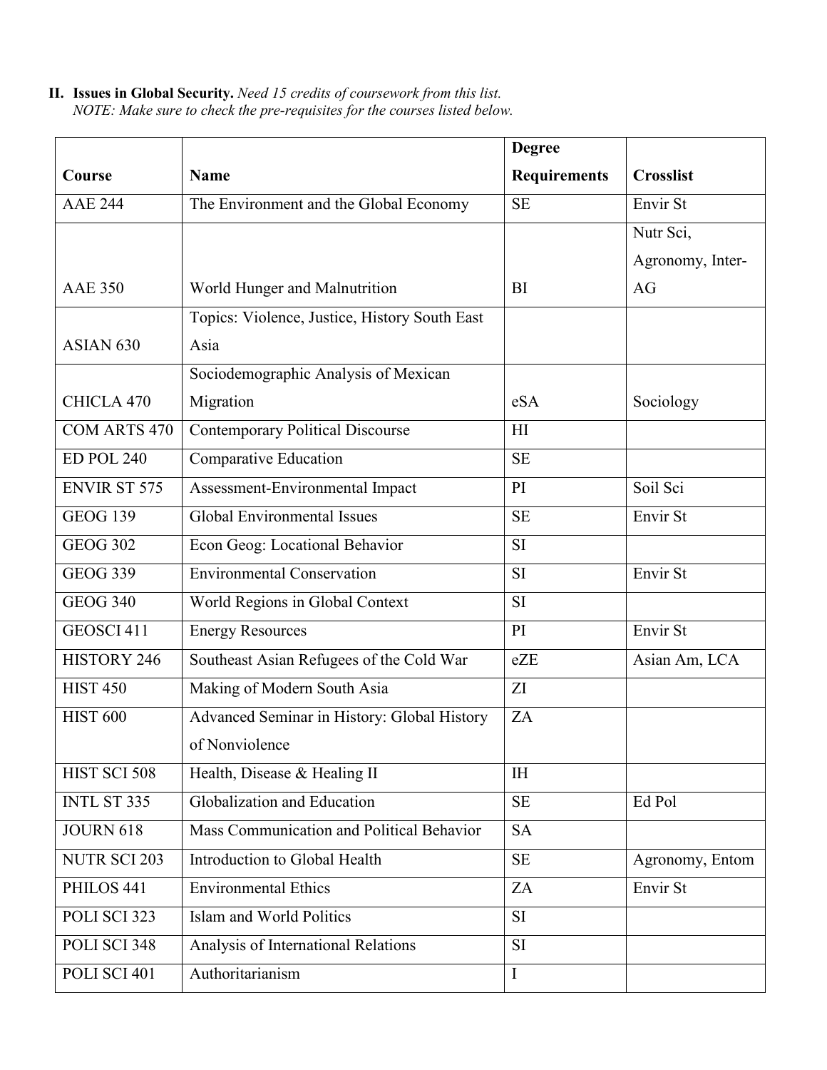II. **Issues in Global Security.** *Need 15 credits of coursework from this list.*
*NOTE: Make sure to check the pre-requisites for the courses listed below.*

| Course | Name | Degree Requirements | Crosslist |
|---|---|---|---|
| AAE 244 | The Environment and the Global Economy | SE | Envir St |
| AAE 350 | World Hunger and Malnutrition | BI | Nutr Sci, Agronomy, Inter-AG |
| ASIAN 630 | Topics: Violence, Justice, History South East Asia | | |
| CHICLA 470 | Sociodemographic Analysis of Mexican Migration | eSA | Sociology |
| COM ARTS 470 | Contemporary Political Discourse | HI | |
| ED POL 240 | Comparative Education | SE | |
| ENVIR ST 575 | Assessment-Environmental Impact | PI | Soil Sci |
| GEOG 139 | Global Environmental Issues | SE | Envir St |
| GEOG 302 | Econ Geog: Locational Behavior | SI | |
| GEOG 339 | Environmental Conservation | SI | Envir St |
| GEOG 340 | World Regions in Global Context | SI | |
| GEOSCI 411 | Energy Resources | PI | Envir St |
| HISTORY 246 | Southeast Asian Refugees of the Cold War | eZE | Asian Am, LCA |
| HIST 450 | Making of Modern South Asia | ZI | |
| HIST 600 | Advanced Seminar in History: Global History of Nonviolence | ZA | |
| HIST SCI 508 | Health, Disease & Healing II | IH | |
| INTL ST 335 | Globalization and Education | SE | Ed Pol |
| JOURN 618 | Mass Communication and Political Behavior | SA | |
| NUTR SCI 203 | Introduction to Global Health | SE | Agronomy, Entom |
| PHILOS 441 | Environmental Ethics | ZA | Envir St |
| POLI SCI 323 | Islam and World Politics | SI | |
| POLI SCI 348 | Analysis of International Relations | SI | |
| POLI SCI 401 | Authoritarianism | I | |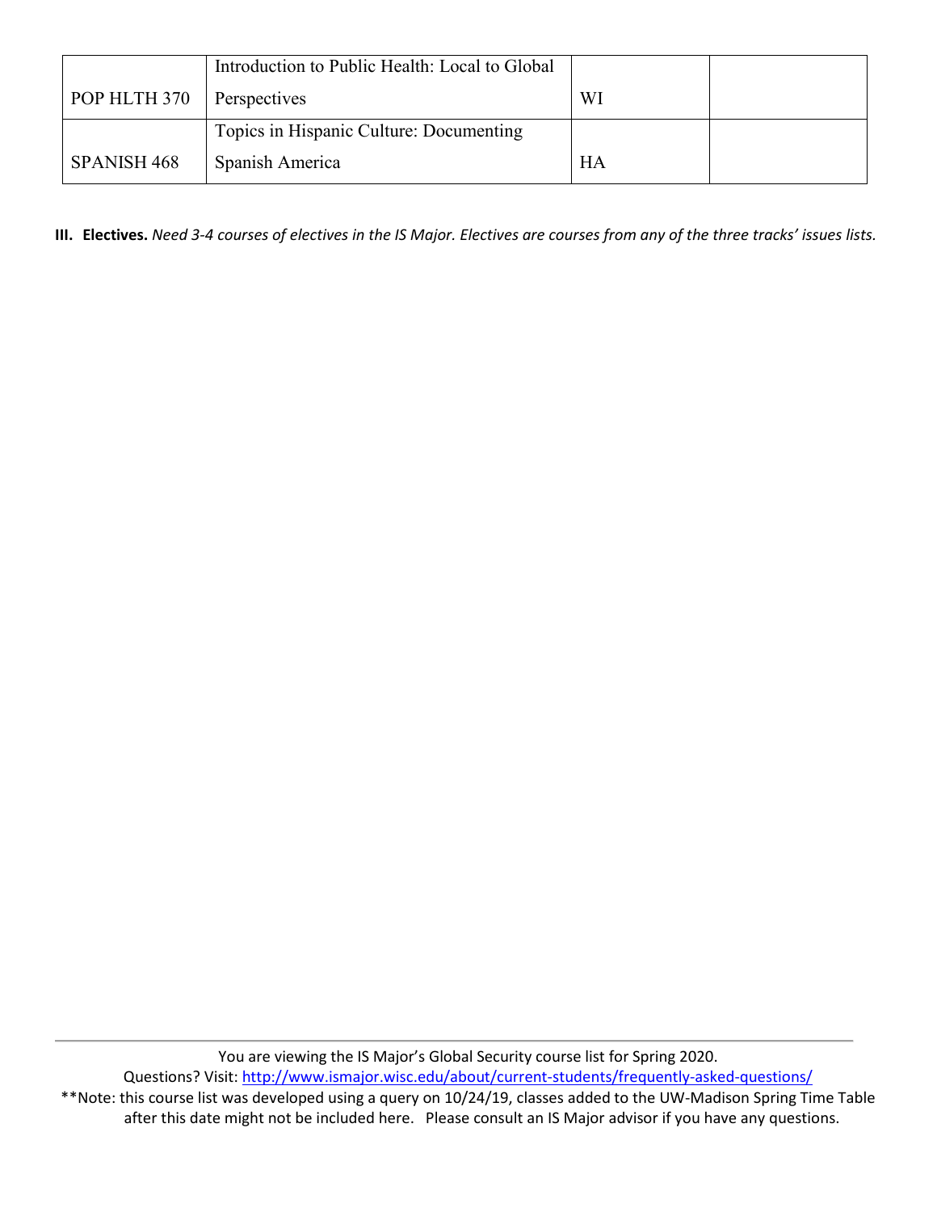| | | | |
|---|---|---|---|
| POP HLTH 370 | Introduction to Public Health: Local to Global Perspectives | WI | |
| SPANISH 468 | Topics in Hispanic Culture: Documenting Spanish America | HA | |

**III. Electives.** *Need 3-4 courses of electives in the IS Major. Electives are courses from any of the three tracks' issues lists.*

You are viewing the IS Major's Global Security course list for Spring 2020.

Questions? Visit: http://www.ismajor.wisc.edu/about/current-students/frequently-asked-questions/

**Note: this course list was developed using a query on 10/24/19, classes added to the UW-Madison Spring Time Table after this date might not be included here. Please consult an IS Major advisor if you have any questions.